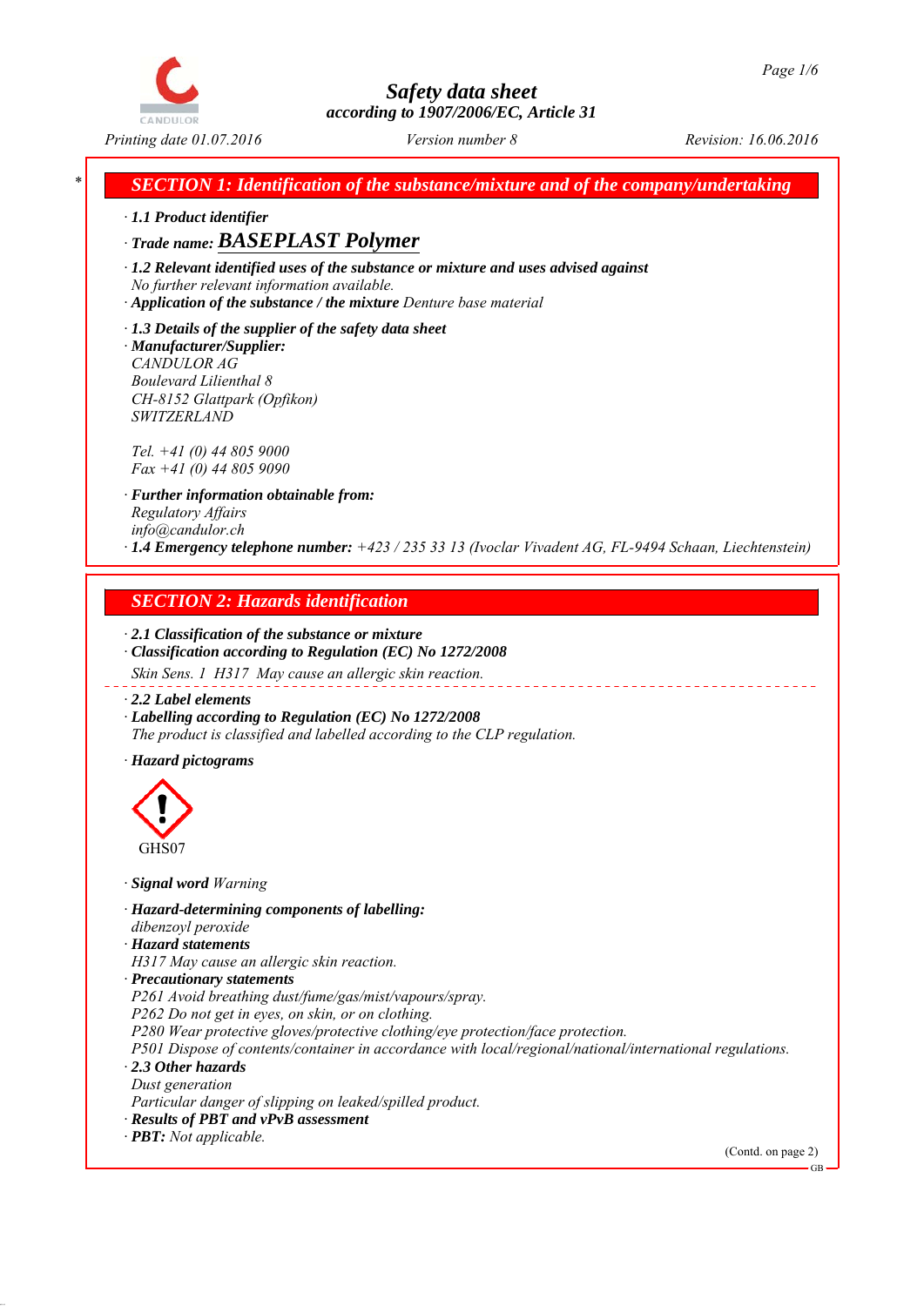# Safety data sheet

**according to 1907/2006/EC, Article 31**

*Printing date 01.07.2016* *Version number 8* *Revision: 16.06.2016*

## SECTION 1: Identification of the substance/mixture and of the company/undertaking

· **1.1 Product identifier**

· **Trade name: BASEPLAST Polymer**

· **1.2 Relevant identified uses of the substance or mixture and uses advised against**
No further relevant information available.

· **Application of the substance / the mixture** Denture base material

· **1.3 Details of the supplier of the safety data sheet**

· **Manufacturer/Supplier:**
CANDULOR AG
Boulevard Lilienthal 8
CH-8152 Glattpark (Opfikon)
SWITZERLAND

Tel. +41 (0) 44 805 9000
Fax +41 (0) 44 805 9090

· **Further information obtainable from:**
Regulatory Affairs
info@candulor.ch

· **1.4 Emergency telephone number:** +423 / 235 33 13 (Ivoclar Vivadent AG, FL-9494 Schaan, Liechtenstein)

## SECTION 2: Hazards identification

· **2.1 Classification of the substance or mixture**

· **Classification according to Regulation (EC) No 1272/2008**

Skin Sens. 1 H317 May cause an allergic skin reaction.

· **2.2 Label elements**

· **Labelling according to Regulation (EC) No 1272/2008**
The product is classified and labelled according to the CLP regulation.

· **Hazard pictograms**

GHS07

· **Signal word** Warning

· **Hazard-determining components of labelling:**
dibenzoyl peroxide

· **Hazard statements**
H317 May cause an allergic skin reaction.

· **Precautionary statements**
P261 Avoid breathing dust/fume/gas/mist/vapours/spray.
P262 Do not get in eyes, on skin, or on clothing.
P280 Wear protective gloves/protective clothing/eye protection/face protection.
P501 Dispose of contents/container in accordance with local/regional/national/international regulations.

· **2.3 Other hazards**
Dust generation
Particular danger of slipping on leaked/spilled product.

· **Results of PBT and vPvB assessment**

· **PBT:** Not applicable.

(Contd. on page 2)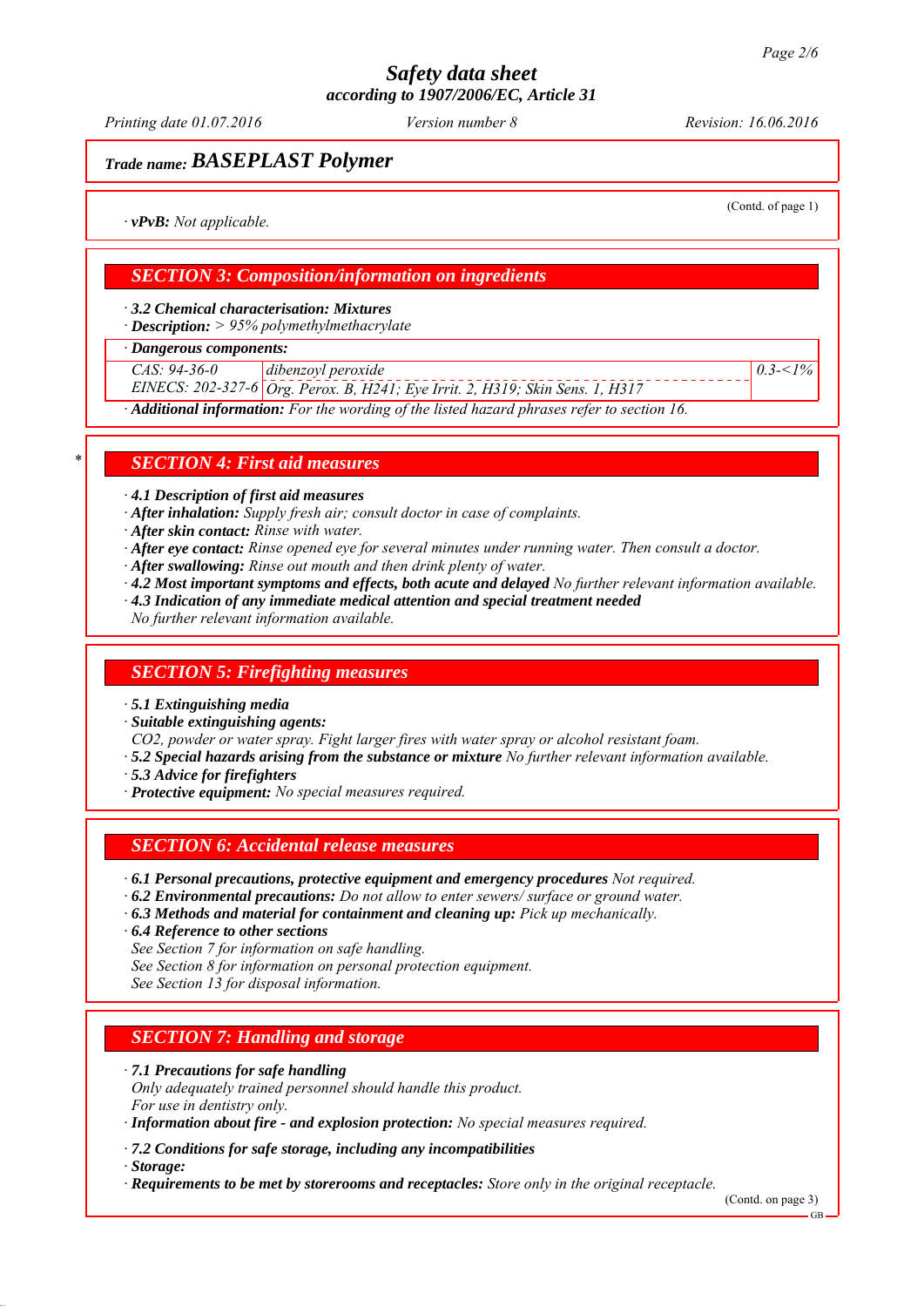**Trade name: BASEPLAST Polymer**

(Contd. of page 1)

· **vPvB:** Not applicable.

## SECTION 3: Composition/information on ingredients

· **3.2 Chemical characterisation: Mixtures**
· **Description:** > 95% polymethylmethacrylate

· **Dangerous components:**

| | | |
|---|---|---|
| CAS: 94-36-0<br>EINECS: 202-327-6 | dibenzoyl peroxide<br>Org. Perox. B, H241; Eye Irrit. 2, H319; Skin Sens. 1, H317 | 0.3-<1% |

· **Additional information:** For the wording of the listed hazard phrases refer to section 16.

## * SECTION 4: First aid measures

· **4.1 Description of first aid measures**
· **After inhalation:** Supply fresh air; consult doctor in case of complaints.
· **After skin contact:** Rinse with water.
· **After eye contact:** Rinse opened eye for several minutes under running water. Then consult a doctor.
· **After swallowing:** Rinse out mouth and then drink plenty of water.
· **4.2 Most important symptoms and effects, both acute and delayed** No further relevant information available.
· **4.3 Indication of any immediate medical attention and special treatment needed**
No further relevant information available.

## SECTION 5: Firefighting measures

· **5.1 Extinguishing media**
· **Suitable extinguishing agents:**
CO2, powder or water spray. Fight larger fires with water spray or alcohol resistant foam.
· **5.2 Special hazards arising from the substance or mixture** No further relevant information available.
· **5.3 Advice for firefighters**
· **Protective equipment:** No special measures required.

## SECTION 6: Accidental release measures

· **6.1 Personal precautions, protective equipment and emergency procedures** Not required.
· **6.2 Environmental precautions:** Do not allow to enter sewers/ surface or ground water.
· **6.3 Methods and material for containment and cleaning up:** Pick up mechanically.
· **6.4 Reference to other sections**
See Section 7 for information on safe handling.
See Section 8 for information on personal protection equipment.
See Section 13 for disposal information.

## SECTION 7: Handling and storage

· **7.1 Precautions for safe handling**
Only adequately trained personnel should handle this product.
For use in dentistry only.
· **Information about fire - and explosion protection:** No special measures required.

· **7.2 Conditions for safe storage, including any incompatibilities**
· **Storage:**
· **Requirements to be met by storerooms and receptacles:** Store only in the original receptacle.

(Contd. on page 3)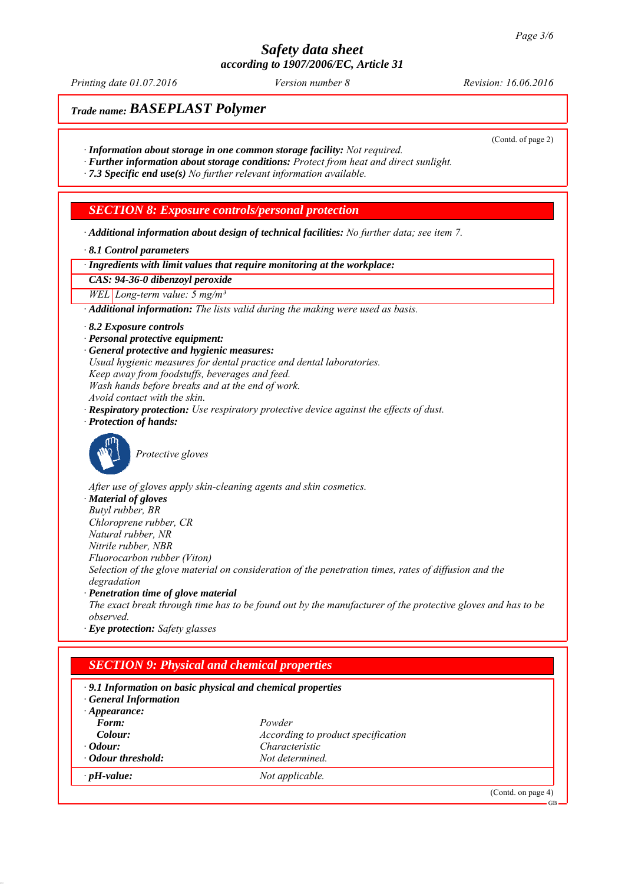# Safety data sheet
according to 1907/2006/EC, Article 31

*Printing date 01.07.2016* *Version number 8* *Revision: 16.06.2016*

**Trade name: BASEPLAST Polymer**

(Contd. of page 2)

· ***Information about storage in one common storage facility:*** *Not required.*
· ***Further information about storage conditions:*** *Protect from heat and direct sunlight.*
· ***7.3 Specific end use(s)*** *No further relevant information available.*

## SECTION 8: Exposure controls/personal protection

· ***Additional information about design of technical facilities:*** *No further data; see item 7.*

· ***8.1 Control parameters***

| · Ingredients with limit values that require monitoring at the workplace: | |
|---|---|
| **CAS: 94-36-0 dibenzoyl peroxide** | |
| WEL | Long-term value: 5 mg/m³ |

· ***Additional information:*** *The lists valid during the making were used as basis.*

· ***8.2 Exposure controls***
· ***Personal protective equipment:***
· ***General protective and hygienic measures:***
*Usual hygienic measures for dental practice and dental laboratories.*
*Keep away from foodstuffs, beverages and feed.*
*Wash hands before breaks and at the end of work.*
*Avoid contact with the skin.*
· ***Respiratory protection:*** *Use respiratory protective device against the effects of dust.*
· ***Protection of hands:***

*Protective gloves*

*After use of gloves apply skin-cleaning agents and skin cosmetics.*
· ***Material of gloves***
*Butyl rubber, BR*
*Chloroprene rubber, CR*
*Natural rubber, NR*
*Nitrile rubber, NBR*
*Fluorocarbon rubber (Viton)*
*Selection of the glove material on consideration of the penetration times, rates of diffusion and the degradation*
· ***Penetration time of glove material***
*The exact break through time has to be found out by the manufacturer of the protective gloves and has to be observed.*
· ***Eye protection:*** *Safety glasses*

## SECTION 9: Physical and chemical properties

· ***9.1 Information on basic physical and chemical properties***
· ***General Information***

| · Appearance: | |
|---|---|
| Form: | Powder |
| Colour: | According to product specification |
| · Odour: | Characteristic |
| · Odour threshold: | Not determined. |
| · pH-value: | Not applicable. |

(Contd. on page 4)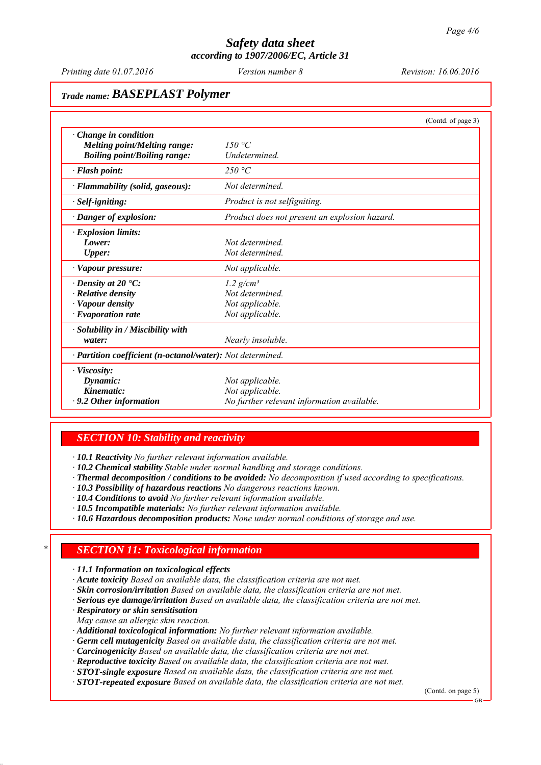**Trade name: BASEPLAST Polymer**

(Contd. of page 3)

| | |
|---|---|
| · **Change in condition** | |
| **Melting point/Melting range:** | 150 °C |
| **Boiling point/Boiling range:** | Undetermined. |
| · **Flash point:** | 250 °C |
| · **Flammability (solid, gaseous):** | Not determined. |
| · **Self-igniting:** | Product is not selfigniting. |
| · **Danger of explosion:** | Product does not present an explosion hazard. |
| · **Explosion limits:** | |
| **Lower:** | Not determined. |
| **Upper:** | Not determined. |
| · **Vapour pressure:** | Not applicable. |
| · **Density at 20 °C:** | 1.2 g/cm³ |
| · **Relative density** | Not determined. |
| · **Vapour density** | Not applicable. |
| · **Evaporation rate** | Not applicable. |
| · **Solubility in / Miscibility with water:** | Nearly insoluble. |
| · **Partition coefficient (n-octanol/water):** | Not determined. |
| · **Viscosity:** | |
| **Dynamic:** | Not applicable. |
| **Kinematic:** | Not applicable. |
| · **9.2 Other information** | No further relevant information available. |

## SECTION 10: Stability and reactivity

· **10.1 Reactivity** No further relevant information available.
· **10.2 Chemical stability** Stable under normal handling and storage conditions.
· **Thermal decomposition / conditions to be avoided:** No decomposition if used according to specifications.
· **10.3 Possibility of hazardous reactions** No dangerous reactions known.
· **10.4 Conditions to avoid** No further relevant information available.
· **10.5 Incompatible materials:** No further relevant information available.
· **10.6 Hazardous decomposition products:** None under normal conditions of storage and use.

## * SECTION 11: Toxicological information

· **11.1 Information on toxicological effects**
· **Acute toxicity** Based on available data, the classification criteria are not met.
· **Skin corrosion/irritation** Based on available data, the classification criteria are not met.
· **Serious eye damage/irritation** Based on available data, the classification criteria are not met.
· **Respiratory or skin sensitisation**
May cause an allergic skin reaction.
· **Additional toxicological information:** No further relevant information available.
· **Germ cell mutagenicity** Based on available data, the classification criteria are not met.
· **Carcinogenicity** Based on available data, the classification criteria are not met.
· **Reproductive toxicity** Based on available data, the classification criteria are not met.
· **STOT-single exposure** Based on available data, the classification criteria are not met.
· **STOT-repeated exposure** Based on available data, the classification criteria are not met.

(Contd. on page 5)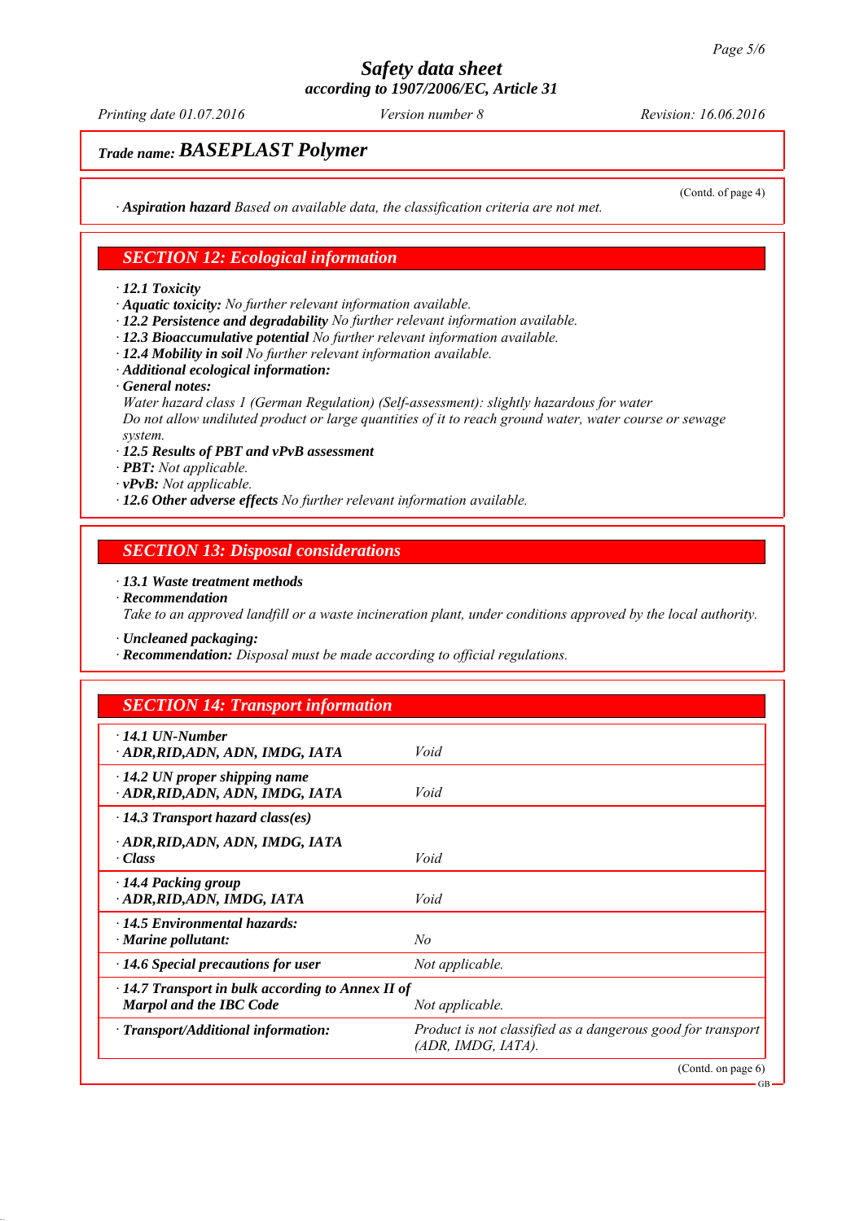# Safety data sheet
**according to 1907/2006/EC, Article 31**

*Printing date 01.07.2016* | *Version number 8* | *Revision: 16.06.2016*

**Trade name: BASEPLAST Polymer**

(Contd. of page 4)

· **Aspiration hazard** *Based on available data, the classification criteria are not met.*

## SECTION 12: Ecological information

· **12.1 Toxicity**
· **Aquatic toxicity:** *No further relevant information available.*
· **12.2 Persistence and degradability** *No further relevant information available.*
· **12.3 Bioaccumulative potential** *No further relevant information available.*
· **12.4 Mobility in soil** *No further relevant information available.*
· **Additional ecological information:**
· **General notes:**
*Water hazard class 1 (German Regulation) (Self-assessment): slightly hazardous for water*
*Do not allow undiluted product or large quantities of it to reach ground water, water course or sewage system.*
· **12.5 Results of PBT and vPvB assessment**
· **PBT:** *Not applicable.*
· **vPvB:** *Not applicable.*
· **12.6 Other adverse effects** *No further relevant information available.*

## SECTION 13: Disposal considerations

· **13.1 Waste treatment methods**
· **Recommendation**
*Take to an approved landfill or a waste incineration plant, under conditions approved by the local authority.*

· **Uncleaned packaging:**
· **Recommendation:** *Disposal must be made according to official regulations.*

## SECTION 14: Transport information

| | |
|---|---|
| · **14.1 UN-Number**<br>· **ADR,RID,ADN, ADN, IMDG, IATA** | *Void* |
| · **14.2 UN proper shipping name**<br>· **ADR,RID,ADN, ADN, IMDG, IATA** | *Void* |
| · **14.3 Transport hazard class(es)**<br>· **ADR,RID,ADN, ADN, IMDG, IATA**<br>· **Class** | *Void* |
| · **14.4 Packing group**<br>· **ADR,RID,ADN, IMDG, IATA** | *Void* |
| · **14.5 Environmental hazards:**<br>· **Marine pollutant:** | *No* |
| · **14.6 Special precautions for user** | *Not applicable.* |
| · **14.7 Transport in bulk according to Annex II of Marpol and the IBC Code** | *Not applicable.* |
| · **Transport/Additional information:** | *Product is not classified as a dangerous good for transport (ADR, IMDG, IATA).* |

(Contd. on page 6)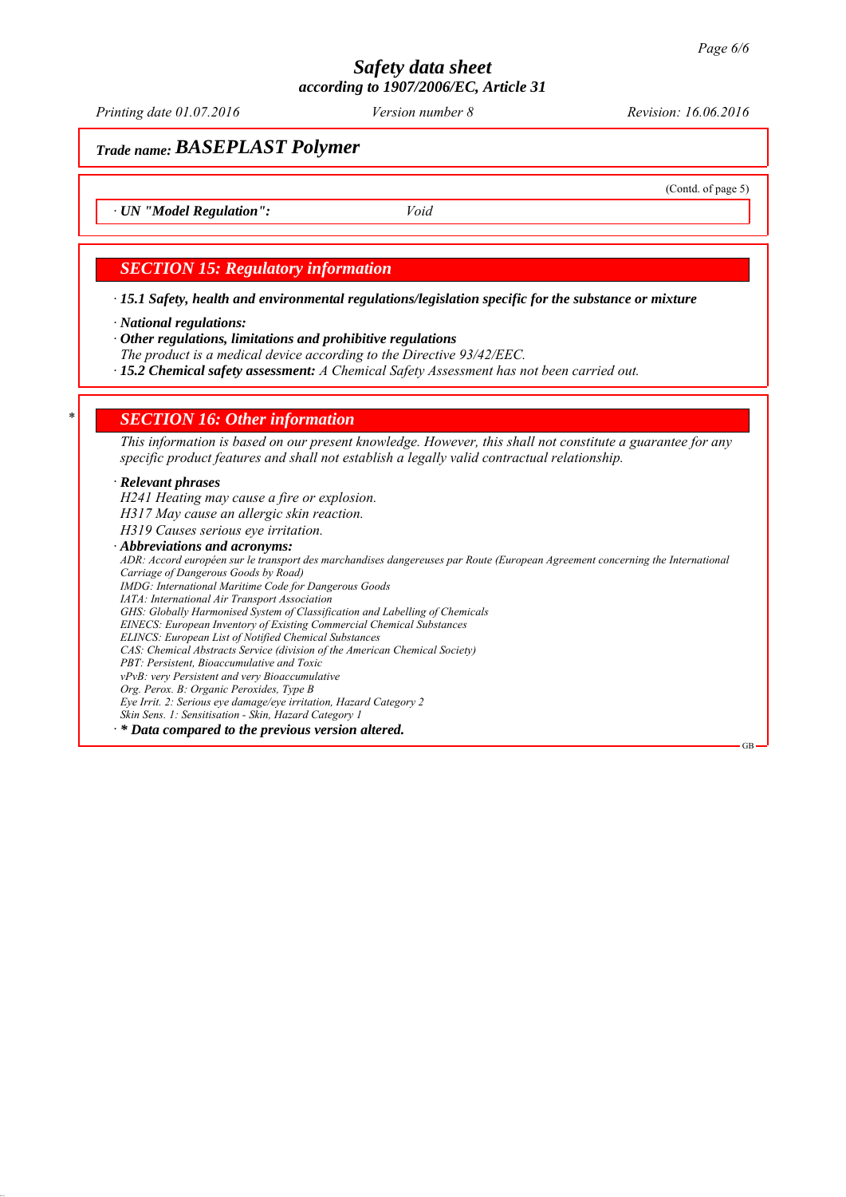*Safety data sheet*
*according to 1907/2006/EC, Article 31*

*Printing date 01.07.2016* | *Version number 8* | *Revision: 16.06.2016*

*Trade name:* ***BASEPLAST Polymer***

(Contd. of page 5)

· ***UN "Model Regulation":*** *Void*

## *SECTION 15: Regulatory information*

· ***15.1 Safety, health and environmental regulations/legislation specific for the substance or mixture***

· ***National regulations:***

· ***Other regulations, limitations and prohibitive regulations***

*The product is a medical device according to the Directive 93/42/EEC.*

· ***15.2 Chemical safety assessment:*** *A Chemical Safety Assessment has not been carried out.*

## * *SECTION 16: Other information*

*This information is based on our present knowledge. However, this shall not constitute a guarantee for any specific product features and shall not establish a legally valid contractual relationship.*

· ***Relevant phrases***

*H241 Heating may cause a fire or explosion.*
*H317 May cause an allergic skin reaction.*
*H319 Causes serious eye irritation.*

· ***Abbreviations and acronyms:***

*ADR: Accord européen sur le transport des marchandises dangereuses par Route (European Agreement concerning the International Carriage of Dangerous Goods by Road)*
*IMDG: International Maritime Code for Dangerous Goods*
*IATA: International Air Transport Association*
*GHS: Globally Harmonised System of Classification and Labelling of Chemicals*
*EINECS: European Inventory of Existing Commercial Chemical Substances*
*ELINCS: European List of Notified Chemical Substances*
*CAS: Chemical Abstracts Service (division of the American Chemical Society)*
*PBT: Persistent, Bioaccumulative and Toxic*
*vPvB: very Persistent and very Bioaccumulative*
*Org. Perox. B: Organic Peroxides, Type B*
*Eye Irrit. 2: Serious eye damage/eye irritation, Hazard Category 2*
*Skin Sens. 1: Sensitisation - Skin, Hazard Category 1*

· ***\* Data compared to the previous version altered.***

GB